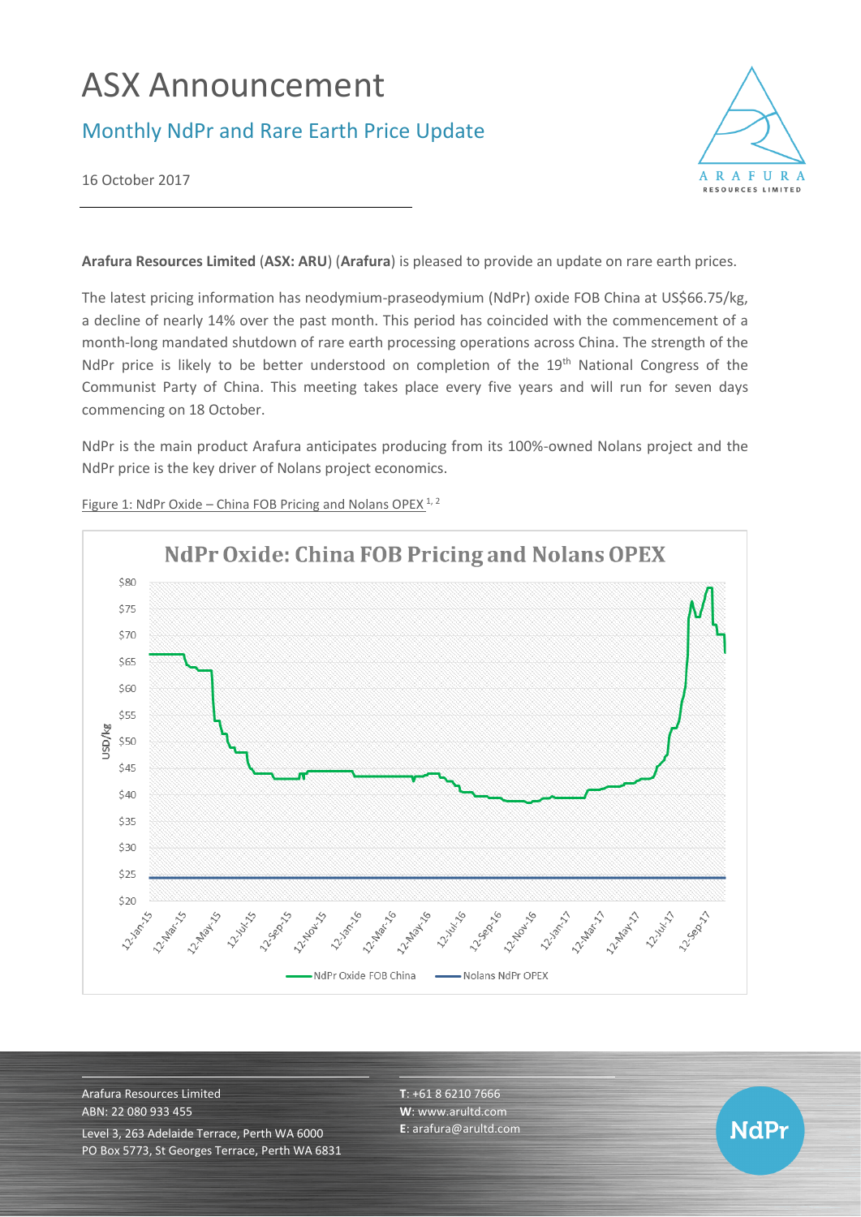# ASX Announcement

## Monthly NdPr and Rare Earth Price Update

16 October 2017

**Arafura Resources Limited** (**ASX: ARU**) (**Arafura**) is pleased to provide an update on rare earth prices.

The latest pricing information has neodymium-praseodymium (NdPr) oxide FOB China at US$66.75/kg, a decline of nearly 14% over the past month. This period has coincided with the commencement of a month-long mandated shutdown of rare earth processing operations across China. The strength of the NdPr price is likely to be better understood on completion of the 19th National Congress of the Communist Party of China. This meeting takes place every five years and will run for seven days commencing on 18 October.

NdPr is the main product Arafura anticipates producing from its 100%-owned Nolans project and the NdPr price is the key driver of Nolans project economics.

Figure 1: NdPr Oxide – China FOB Pricing and Nolans OPEX [1, 2]

Arafura Resources Limited
ABN: 22 080 933 455
Level 3, 263 Adelaide Terrace, Perth WA 6000
PO Box 5773, St Georges Terrace, Perth WA 6831

**T**: +61 8 6210 7666
**W**: www.arultd.com
**E**: arafura@arultd.com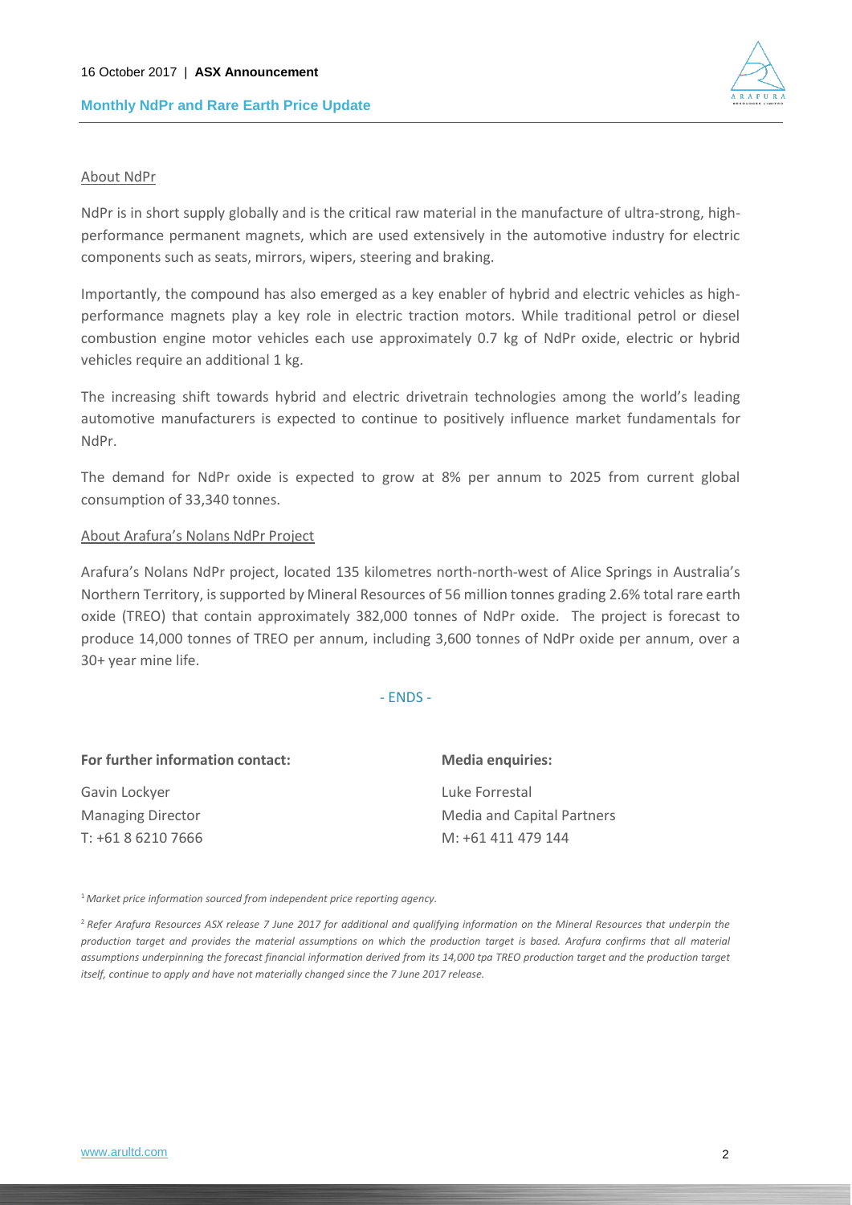About NdPr

NdPr is in short supply globally and is the critical raw material in the manufacture of ultra-strong, high-performance permanent magnets, which are used extensively in the automotive industry for electric components such as seats, mirrors, wipers, steering and braking.

Importantly, the compound has also emerged as a key enabler of hybrid and electric vehicles as high-performance magnets play a key role in electric traction motors. While traditional petrol or diesel combustion engine motor vehicles each use approximately 0.7 kg of NdPr oxide, electric or hybrid vehicles require an additional 1 kg.

The increasing shift towards hybrid and electric drivetrain technologies among the world's leading automotive manufacturers is expected to continue to positively influence market fundamentals for NdPr.

The demand for NdPr oxide is expected to grow at 8% per annum to 2025 from current global consumption of 33,340 tonnes.

About Arafura's Nolans NdPr Project

Arafura's Nolans NdPr project, located 135 kilometres north-north-west of Alice Springs in Australia's Northern Territory, is supported by Mineral Resources of 56 million tonnes grading 2.6% total rare earth oxide (TREO) that contain approximately 382,000 tonnes of NdPr oxide. The project is forecast to produce 14,000 tonnes of TREO per annum, including 3,600 tonnes of NdPr oxide per annum, over a 30+ year mine life.

- ENDS -

**For further information contact:**

Gavin Lockyer
Managing Director
T: +61 8 6210 7666

**Media enquiries:**

Luke Forrestal
Media and Capital Partners
M: +61 411 479 144

[1] *Market price information sourced from independent price reporting agency.*

[2] *Refer Arafura Resources ASX release 7 June 2017 for additional and qualifying information on the Mineral Resources that underpin the production target and provides the material assumptions on which the production target is based. Arafura confirms that all material assumptions underpinning the forecast financial information derived from its 14,000 tpa TREO production target and the production target itself, continue to apply and have not materially changed since the 7 June 2017 release.*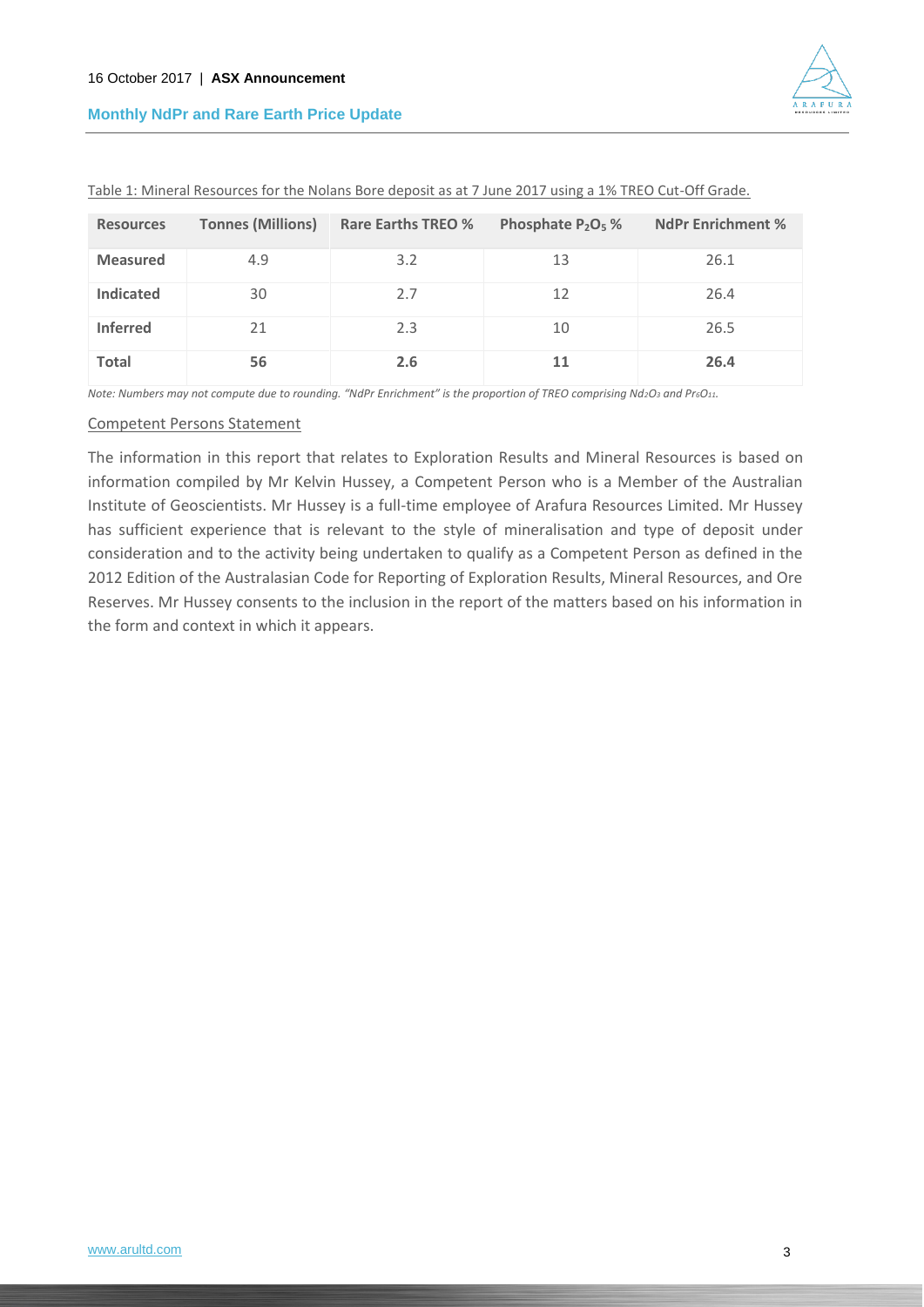Table 1: Mineral Resources for the Nolans Bore deposit as at 7 June 2017 using a 1% TREO Cut-Off Grade.

| Resources | Tonnes (Millions) | Rare Earths TREO % | Phosphate $P_2O_5$ % | NdPr Enrichment % |
|---|---|---|---|---|
| **Measured** | 4.9 | 3.2 | 13 | 26.1 |
| **Indicated** | 30 | 2.7 | 12 | 26.4 |
| **Inferred** | 21 | 2.3 | 10 | 26.5 |
| **Total** | **56** | **2.6** | **11** | **26.4** |

*Note: Numbers may not compute due to rounding. "NdPr Enrichment" is the proportion of TREO comprising $Nd_2O_3$ and $Pr_6O_{11}$.*

Competent Persons Statement

The information in this report that relates to Exploration Results and Mineral Resources is based on information compiled by Mr Kelvin Hussey, a Competent Person who is a Member of the Australian Institute of Geoscientists. Mr Hussey is a full-time employee of Arafura Resources Limited. Mr Hussey has sufficient experience that is relevant to the style of mineralisation and type of deposit under consideration and to the activity being undertaken to qualify as a Competent Person as defined in the 2012 Edition of the Australasian Code for Reporting of Exploration Results, Mineral Resources, and Ore Reserves. Mr Hussey consents to the inclusion in the report of the matters based on his information in the form and context in which it appears.